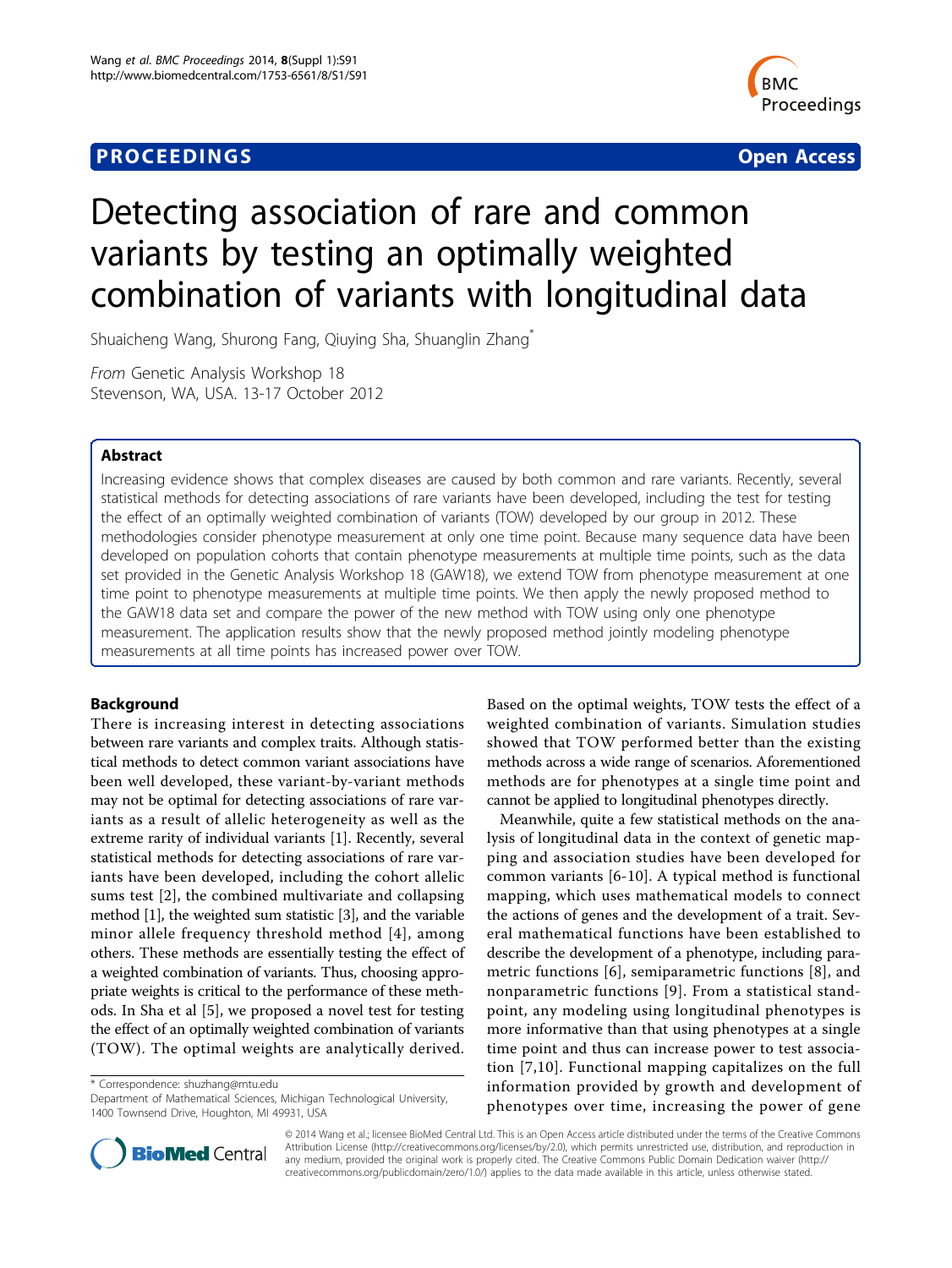**PROCEEDINGS** **Open Access**

# Detecting association of rare and common variants by testing an optimally weighted combination of variants with longitudinal data

Shuaicheng Wang, Shurong Fang, Qiuying Sha, Shuanglin Zhang*

*From* Genetic Analysis Workshop 18
Stevenson, WA, USA. 13-17 October 2012

## Abstract

Increasing evidence shows that complex diseases are caused by both common and rare variants. Recently, several statistical methods for detecting associations of rare variants have been developed, including the test for testing the effect of an optimally weighted combination of variants (TOW) developed by our group in 2012. These methodologies consider phenotype measurement at only one time point. Because many sequence data have been developed on population cohorts that contain phenotype measurements at multiple time points, such as the data set provided in the Genetic Analysis Workshop 18 (GAW18), we extend TOW from phenotype measurement at one time point to phenotype measurements at multiple time points. We then apply the newly proposed method to the GAW18 data set and compare the power of the new method with TOW using only one phenotype measurement. The application results show that the newly proposed method jointly modeling phenotype measurements at all time points has increased power over TOW.

## Background

There is increasing interest in detecting associations between rare variants and complex traits. Although statistical methods to detect common variant associations have been well developed, these variant-by-variant methods may not be optimal for detecting associations of rare variants as a result of allelic heterogeneity as well as the extreme rarity of individual variants [1]. Recently, several statistical methods for detecting associations of rare variants have been developed, including the cohort allelic sums test [2], the combined multivariate and collapsing method [1], the weighted sum statistic [3], and the variable minor allele frequency threshold method [4], among others. These methods are essentially testing the effect of a weighted combination of variants. Thus, choosing appropriate weights is critical to the performance of these methods. In Sha et al [5], we proposed a novel test for testing the effect of an optimally weighted combination of variants (TOW). The optimal weights are analytically derived. Based on the optimal weights, TOW tests the effect of a weighted combination of variants. Simulation studies showed that TOW performed better than the existing methods across a wide range of scenarios. Aforementioned methods are for phenotypes at a single time point and cannot be applied to longitudinal phenotypes directly.

Meanwhile, quite a few statistical methods on the analysis of longitudinal data in the context of genetic mapping and association studies have been developed for common variants [6-10]. A typical method is functional mapping, which uses mathematical models to connect the actions of genes and the development of a trait. Several mathematical functions have been established to describe the development of a phenotype, including parametric functions [6], semiparametric functions [8], and nonparametric functions [9]. From a statistical standpoint, any modeling using longitudinal phenotypes is more informative than that using phenotypes at a single time point and thus can increase power to test association [7,10]. Functional mapping capitalizes on the full information provided by growth and development of phenotypes over time, increasing the power of gene

\* Correspondence: shuzhang@mtu.edu
Department of Mathematical Sciences, Michigan Technological University, 1400 Townsend Drive, Houghton, MI 49931, USA

© 2014 Wang et al.; licensee BioMed Central Ltd. This is an Open Access article distributed under the terms of the Creative Commons Attribution License (http://creativecommons.org/licenses/by/2.0), which permits unrestricted use, distribution, and reproduction in any medium, provided the original work is properly cited. The Creative Commons Public Domain Dedication waiver (http://creativecommons.org/publicdomain/zero/1.0/) applies to the data made available in this article, unless otherwise stated.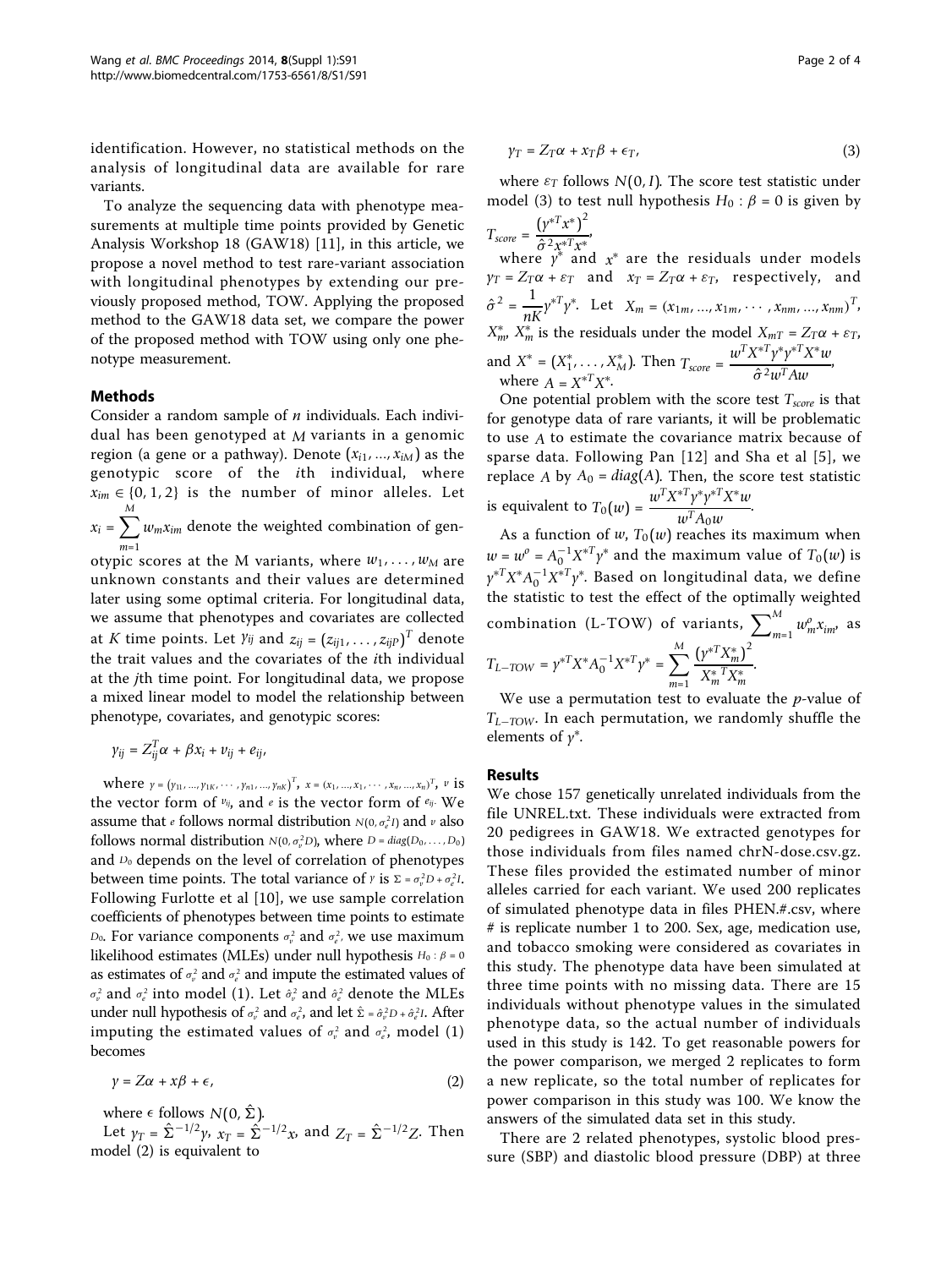identification. However, no statistical methods on the analysis of longitudinal data are available for rare variants.

To analyze the sequencing data with phenotype measurements at multiple time points provided by Genetic Analysis Workshop 18 (GAW18) [11], in this article, we propose a novel method to test rare-variant association with longitudinal phenotypes by extending our previously proposed method, TOW. Applying the proposed method to the GAW18 data set, we compare the power of the proposed method with TOW using only one phenotype measurement.

## Methods

Consider a random sample of $n$ individuals. Each individual has been genotyped at $M$ variants in a genomic region (a gene or a pathway). Denote $(x_{i1}, \ldots, x_{iM})$ as the genotypic score of the $i$th individual, where $x_{im} \in \{0, 1, 2\}$ is the number of minor alleles. Let $x_i = \sum_{m=1}^{M} w_m x_{im}$ denote the weighted combination of genotypic scores at the M variants, where $w_1, \ldots, w_M$ are unknown constants and their values are determined later using some optimal criteria. For longitudinal data, we assume that phenotypes and covariates are collected at $K$ time points. Let $y_{ij}$ and $z_{ij} = (z_{ij1}, \ldots, z_{ijP})^T$ denote the trait values and the covariates of the $i$th individual at the $j$th time point. For longitudinal data, we propose a mixed linear model to model the relationship between phenotype, covariates, and genotypic scores:

$$y_{ij} = Z_{ij}^T \alpha + \beta x_i + v_{ij} + e_{ij},$$

where $y = (y_{11}, \ldots, y_{1K}, \cdots, y_{n1}, \ldots, y_{nK})^T$, $x = (x_1, \ldots, x_1, \cdots, x_n, \ldots, x_n)^T$, $v$ is the vector form of $v_{ij}$, and $e$ is the vector form of $e_{ij}$. We assume that $e$ follows normal distribution $N(0, \sigma_e^2 I)$ and $v$ also follows normal distribution $N(0, \sigma_v^2 D)$, where $D = diag(D_0, \ldots, D_0)$ and $D_0$ depends on the level of correlation of phenotypes between time points. The total variance of $y$ is $\Sigma = \sigma_v^2 D + \sigma_e^2 I$. Following Furlotte et al [10], we use sample correlation coefficients of phenotypes between time points to estimate $D_0$. For variance components $\sigma_v^2$ and $\sigma_e^2$, we use maximum likelihood estimates (MLEs) under null hypothesis $H_0 : \beta = 0$ as estimates of $\sigma_v^2$ and $\sigma_e^2$ and impute the estimated values of $\sigma_v^2$ and $\sigma_e^2$ into model (1). Let $\hat{\sigma}_v^2$ and $\hat{\sigma}_e^2$ denote the MLEs under null hypothesis of $\sigma_v^2$ and $\sigma_e^2$, and let $\hat{\Sigma} = \hat{\sigma}_v^2 D + \hat{\sigma}_e^2 I$. After imputing the estimated values of $\sigma_v^2$ and $\sigma_e^2$, model (1) becomes

$$y = Z\alpha + x\beta + \epsilon, \tag{2}$$

where $\epsilon$ follows $N(0, \hat{\Sigma})$.

Let $y_T = \hat{\Sigma}^{-1/2} y$, $x_T = \hat{\Sigma}^{-1/2} x$, and $Z_T = \hat{\Sigma}^{-1/2} Z$. Then model (2) is equivalent to

$$y_T = Z_T \alpha + x_T \beta + \epsilon_T, \tag{3}$$

where $\varepsilon_T$ follows $N(0, I)$. The score test statistic under model (3) to test null hypothesis $H_0 : \beta = 0$ is given by $T_{score} = \frac{(y^{*T} x^*)^2}{\hat{\sigma}^2 x^{*T} x^*}$, where $y^*$ and $x^*$ are the residuals under models $y_T = Z_T \alpha + \varepsilon_T$ and $x_T = Z_T \alpha + \varepsilon_T$, respectively, and $\hat{\sigma}^2 = \frac{1}{nK} y^{*T} y^*$. Let $X_m = (x_{1m}, \ldots, x_{1m}, \cdots, x_{nm}, \ldots, x_{nm})^T$, $X_m^*$, $X_m^*$ is the residuals under the model $X_{mT} = Z_T \alpha + \varepsilon_T$, and $X^* = (X_1^*, \ldots, X_M^*)$. Then $T_{score} = \frac{w^T X^{*T} y^* y^{*T} X^* w}{\hat{\sigma}^2 w^T A w}$, where $A = X^{*T} X^*$.

One potential problem with the score test $T_{score}$ is that for genotype data of rare variants, it will be problematic to use $A$ to estimate the covariance matrix because of sparse data. Following Pan [12] and Sha et al [5], we replace $A$ by $A_0 = diag(A)$. Then, the score test statistic is equivalent to $T_0(w) = \frac{w^T X^{*T} y^* y^{*T} X^* w}{w^T A_0 w}$.

As a function of $w$, $T_0(w)$ reaches its maximum when $w = w^o = A_0^{-1} X^{*T} y^*$ and the maximum value of $T_0(w)$ is $y^{*T} X^* A_0^{-1} X^{*T} y^*$. Based on longitudinal data, we define the statistic to test the effect of the optimally weighted combination (L-TOW) of variants, $\sum_{m=1}^{M} w_m^o x_{im}$, as $T_{L-TOW} = y^{*T} X^* A_0^{-1} X^{*T} y^* = \sum_{m=1}^{M} \frac{(y^{*T} X_m^*)^2}{X_m^{*T} X_m^*}$.

We use a permutation test to evaluate the $p$-value of $T_{L-TOW}$. In each permutation, we randomly shuffle the elements of $y^*$.

## Results

We chose 157 genetically unrelated individuals from the file UNREL.txt. These individuals were extracted from 20 pedigrees in GAW18. We extracted genotypes for those individuals from files named chrN-dose.csv.gz. These files provided the estimated number of minor alleles carried for each variant. We used 200 replicates of simulated phenotype data in files PHEN.#.csv, where # is replicate number 1 to 200. Sex, age, medication use, and tobacco smoking were considered as covariates in this study. The phenotype data have been simulated at three time points with no missing data. There are 15 individuals without phenotype values in the simulated phenotype data, so the actual number of individuals used in this study is 142. To get reasonable powers for the power comparison, we merged 2 replicates to form a new replicate, so the total number of replicates for power comparison in this study was 100. We know the answers of the simulated data set in this study.

There are 2 related phenotypes, systolic blood pressure (SBP) and diastolic blood pressure (DBP) at three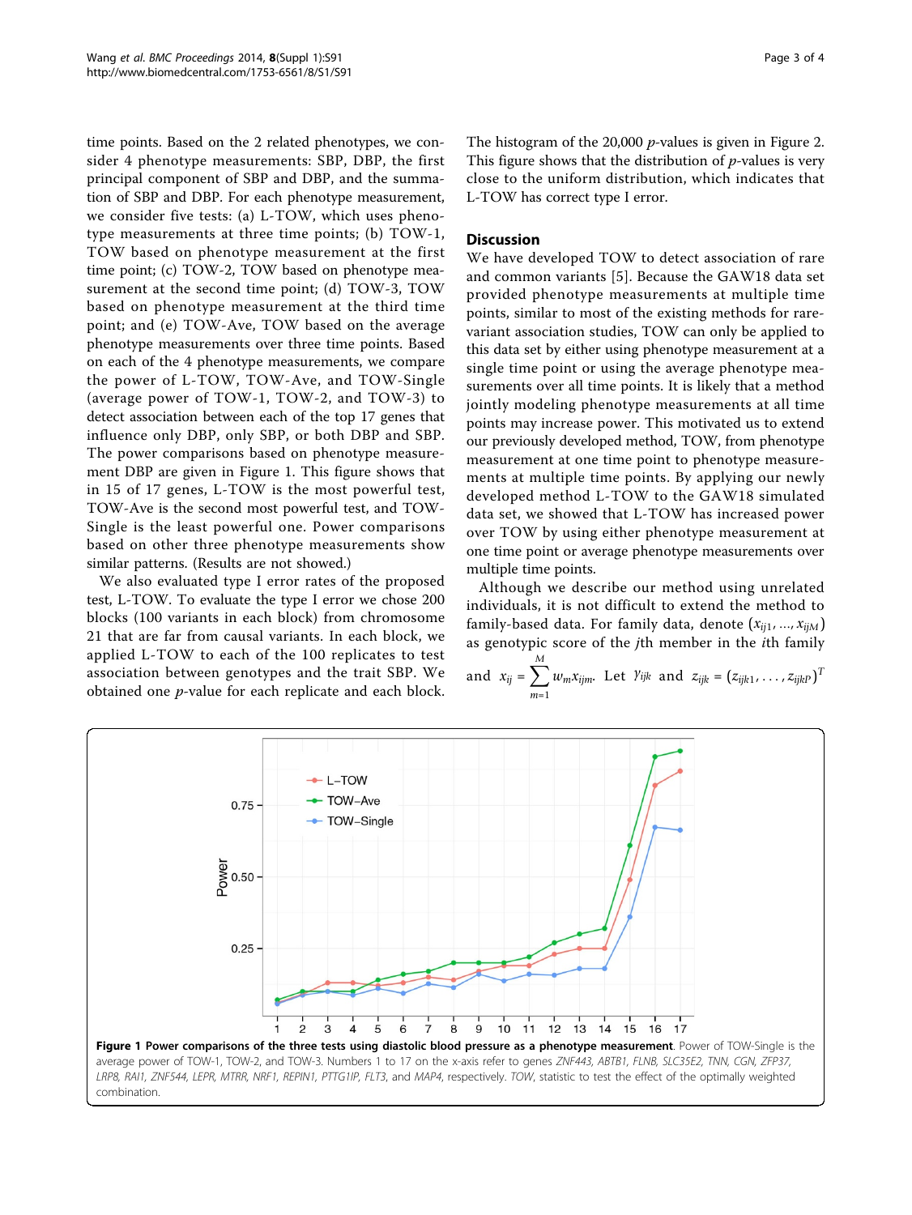time points. Based on the 2 related phenotypes, we consider 4 phenotype measurements: SBP, DBP, the first principal component of SBP and DBP, and the summation of SBP and DBP. For each phenotype measurement, we consider five tests: (a) L-TOW, which uses phenotype measurements at three time points; (b) TOW-1, TOW based on phenotype measurement at the first time point; (c) TOW-2, TOW based on phenotype measurement at the second time point; (d) TOW-3, TOW based on phenotype measurement at the third time point; and (e) TOW-Ave, TOW based on the average phenotype measurements over three time points. Based on each of the 4 phenotype measurements, we compare the power of L-TOW, TOW-Ave, and TOW-Single (average power of TOW-1, TOW-2, and TOW-3) to detect association between each of the top 17 genes that influence only DBP, only SBP, or both DBP and SBP. The power comparisons based on phenotype measurement DBP are given in Figure 1. This figure shows that in 15 of 17 genes, L-TOW is the most powerful test, TOW-Ave is the second most powerful test, and TOW-Single is the least powerful one. Power comparisons based on other three phenotype measurements show similar patterns. (Results are not showed.)

We also evaluated type I error rates of the proposed test, L-TOW. To evaluate the type I error we chose 200 blocks (100 variants in each block) from chromosome 21 that are far from causal variants. In each block, we applied L-TOW to each of the 100 replicates to test association between genotypes and the trait SBP. We obtained one $p$-value for each replicate and each block. The histogram of the 20,000 $p$-values is given in Figure 2. This figure shows that the distribution of $p$-values is very close to the uniform distribution, which indicates that L-TOW has correct type I error.

## Discussion

We have developed TOW to detect association of rare and common variants [5]. Because the GAW18 data set provided phenotype measurements at multiple time points, similar to most of the existing methods for rare-variant association studies, TOW can only be applied to this data set by either using phenotype measurement at a single time point or using the average phenotype measurements over all time points. It is likely that a method jointly modeling phenotype measurements at all time points may increase power. This motivated us to extend our previously developed method, TOW, from phenotype measurement at one time point to phenotype measurements at multiple time points. By applying our newly developed method L-TOW to the GAW18 simulated data set, we showed that L-TOW has increased power over TOW by using either phenotype measurement at one time point or average phenotype measurements over multiple time points.

Although we describe our method using unrelated individuals, it is not difficult to extend the method to family-based data. For family data, denote $(x_{ij1}, \ldots, x_{ijM})$ as genotypic score of the $j$th member in the $i$th family and $x_{ij} = \sum_{m=1}^{M} w_m x_{ijm}$. Let $y_{ijk}$ and $z_{ijk} = (z_{ijk1}, \ldots, z_{ijkP})^T$

**Figure 1 Power comparisons of the three tests using diastolic blood pressure as a phenotype measurement**. Power of TOW-Single is the average power of TOW-1, TOW-2, and TOW-3. Numbers 1 to 17 on the x-axis refer to genes *ZNF443, ABTB1, FLNB, SLC35E2, TNN, CGN, ZFP37, LRP8, RAI1, ZNF544, LEPR, MTRR, NRF1, REPIN1, PTTG1IP, FLT3*, and *MAP4*, respectively. *TOW*, statistic to test the effect of the optimally weighted combination.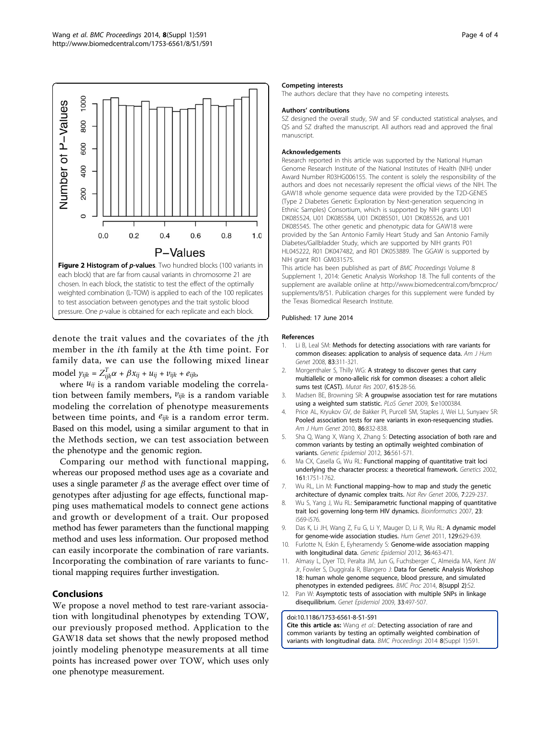Number of P−Values

0
200
400
600
800
1000

0.0
0.2
0.4
0.6
0.8
1.0

P−Values

**Figure 2 Histogram of *p*-values**. Two hundred blocks (100 variants in each block) that are far from causal variants in chromosome 21 are chosen. In each block, the statistic to test the effect of the optimally weighted combination (L-TOW) is applied to each of the 100 replicates to test association between genotypes and the trait systolic blood pressure. One *p*-value is obtained for each replicate and each block.

denote the trait values and the covariates of the $j$th member in the $i$th family at the $k$th time point. For family data, we can use the following mixed linear model $y_{ijk} = Z_{ijk}^T\alpha + \beta x_{ij} + u_{ij} + v_{ijk} + e_{ijk}$,

where $u_{ij}$ is a random variable modeling the correlation between family members, $v_{ijk}$ is a random variable modeling the correlation of phenotype measurements between time points, and $e_{ijk}$ is a random error term. Based on this model, using a similar argument to that in the Methods section, we can test association between the phenotype and the genomic region.

Comparing our method with functional mapping, whereas our proposed method uses age as a covariate and uses a single parameter $\beta$ as the average effect over time of genotypes after adjusting for age effects, functional mapping uses mathematical models to connect gene actions and growth or development of a trait. Our proposed method has fewer parameters than the functional mapping method and uses less information. Our proposed method can easily incorporate the combination of rare variants. Incorporating the combination of rare variants to functional mapping requires further investigation.

## Conclusions

We propose a novel method to test rare-variant association with longitudinal phenotypes by extending TOW, our previously proposed method. Application to the GAW18 data set shows that the newly proposed method jointly modeling phenotype measurements at all time points has increased power over TOW, which uses only one phenotype measurement.

#### Competing interests

The authors declare that they have no competing interests.

#### Authors' contributions

SZ designed the overall study, SW and SF conducted statistical analyses, and QS and SZ drafted the manuscript. All authors read and approved the final manuscript.

#### Acknowledgements

Research reported in this article was supported by the National Human Genome Research Institute of the National Institutes of Health (NIH) under Award Number R03HG006155. The content is solely the responsibility of the authors and does not necessarily represent the official views of the NIH. The GAW18 whole genome sequence data were provided by the T2D-GENES (Type 2 Diabetes Genetic Exploration by Next-generation sequencing in Ethnic Samples) Consortium, which is supported by NIH grants U01 DK085524, U01 DK085584, U01 DK085501, U01 DK085526, and U01 DK085545. The other genetic and phenotypic data for GAW18 were provided by the San Antonio Family Heart Study and San Antonio Family Diabetes/Gallbladder Study, which are supported by NIH grants P01 HL045222, R01 DK047482, and R01 DK053889. The GGAW is supported by NIH grant R01 GM031575.

This article has been published as part of *BMC Proceedings* Volume 8 Supplement 1, 2014: Genetic Analysis Workshop 18. The full contents of the supplement are available online at http://www.biomedcentral.com/bmcproc/supplements/8/S1. Publication charges for this supplement were funded by the Texas Biomedical Research Institute.

Published: 17 June 2014

#### References

1. Li B, Leal SM: **Methods for detecting associations with rare variants for common diseases: application to analysis of sequence data.** *Am J Hum Genet* 2008, **83**:311-321.
2. Morgenthaler S, Thilly WG: **A strategy to discover genes that carry multiallelic or mono-allelic risk for common diseases: a cohort allelic sums test (CAST).** *Mutat Res* 2007, **615**:28-56.
3. Madsen BE, Browning SR: **A groupwise association test for rare mutations using a weighted sum statistic.** *PLoS Genet* 2009, **5**:e1000384.
4. Price AL, Kryukov GV, de Bakker PI, Purcell SM, Staples J, Wei LJ, Sunyaev SR: **Pooled association tests for rare variants in exon-resequencing studies.** *Am J Hum Genet* 2010, **86**:832-838.
5. Sha Q, Wang X, Wang X, Zhang S: **Detecting association of both rare and common variants by testing an optimally weighted combination of variants.** *Genetic Epidemiol* 2012, **36**:561-571.
6. Ma CX, Casella G, Wu RL: **Functional mapping of quantitative trait loci underlying the character process: a theoretical framework.** *Genetics* 2002, **161**:1751-1762.
7. Wu RL, Lin M: **Functional mapping–how to map and study the genetic architecture of dynamic complex traits.** *Nat Rev Genet* 2006, **7**:229-237.
8. Wu S, Yang J, Wu RL: **Semiparametric functional mapping of quantitative trait loci governing long-term HIV dynamics.** *Bioinformatics* 2007, **23**:i569-i576.
9. Das K, Li JH, Wang Z, Fu G, Li Y, Mauger D, Li R, Wu RL: **A dynamic model for genome-wide association studies.** *Hum Genet* 2011, **129**:629-639.
10. Furlotte N, Eskin E, Eyheramendy S: **Genome-wide association mapping with longitudinal data.** *Genetic Epidemiol* 2012, **36**:463-471.
11. Almasy L, Dyer TD, Peralta JM, Jun G, Fuchsberger C, Almeida MA, Kent JW Jr, Fowler S, Duggirala R, Blangero J: **Data for Genetic Analysis Workshop 18: human whole genome sequence, blood pressure, and simulated phenotypes in extended pedigrees.** *BMC Proc* 2014, **8(suppl 2)**:S2.
12. Pan W: **Asymptotic tests of association with multiple SNPs in linkage disequilibrium.** *Genet Epidemiol* 2009, **33**:497-507.

doi:10.1186/1753-6561-8-S1-S91

**Cite this article as:** Wang *et al.*: Detecting association of rare and common variants by testing an optimally weighted combination of variants with longitudinal data. *BMC Proceedings* 2014 **8**(Suppl 1):S91.